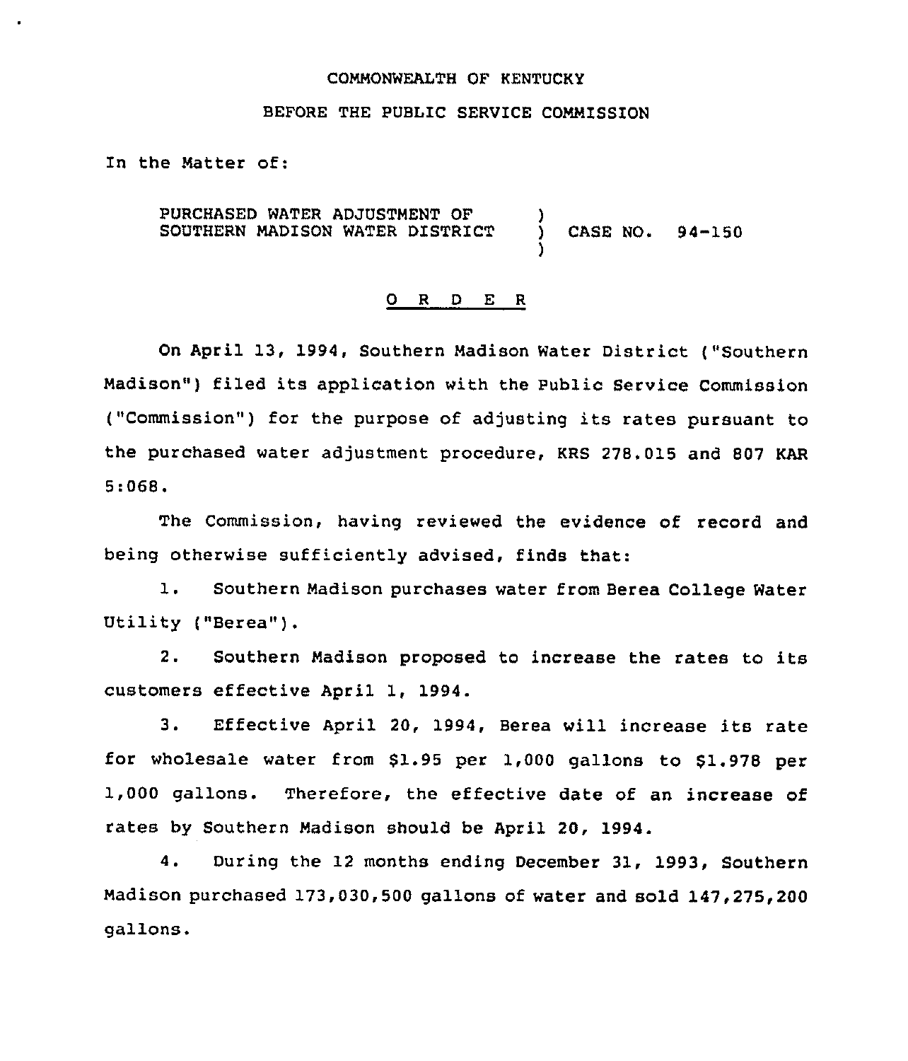COMMONWEALTH OF KENTUCKY

BEFORE THE PUBLIC SERVICE COMMISSION

In the Matter of:

PURCHASED WATER ADJUSTMENT OF SOUTHERN MADISON WATER DISTRICT ) CASE NO. 94-150

## O R D E R

On April 13, 1994, Southern Madison Water District ("Southern Madison") filed its application with the Public Service Commission ("Commission") for the purpose of adjusting its rates pursuant to the purchased water adjustment procedure, KRS 278.015 and 807 KAR 5:068.

The Commission, having reviewed the evidence of record and being otherwise sufficiently advised, finds that:

1. Southern Madison purchases water from Berea College Water Utility ("Berea").

2. Southern Madison proposed to increase the rates to its customers effective April 1, 1994.

3. Effective April 20, 1994, Berea will increase its rate for wholesale water from $1.95 per 1,000 gallons to $1.978 per 1,000 gallons. Therefore, the effective date of an increase of rates by Southern Madison should be April 20, 1994.

4. During the 12 months ending December 31, 1993, Southern Madison purchased 173,030,500 gallons of water and sold 147,275,200 gallons.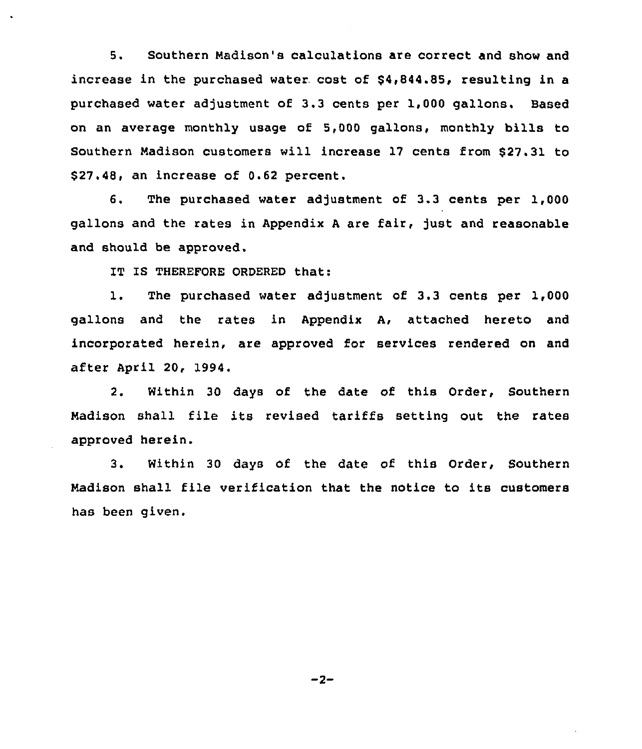5. Southern Madison's calculations are correct and show and increase in the purchased water cost of $4,844.85, resulting in a purchased water adjustment of 3.3 cents per 1,000 gallons. Based on an average monthly usage of 5,000 gallons, monthly bills to Southern Madison customers will increase 17 cents from $27.31 to $27.48, an increase of 0.62 percent.

6. The purchased water adjustment of 3.3 cents per 1,000 gallons and the rates in Appendix A are fair, just and reasonable and should be approved.

IT IS THEREFORE ORDERED that:

1. The purchased water adjustment of 3.3 cents per 1,000 gallons and the rates in Appendix A, attached hereto and incorporated herein, are approved for services rendered on and after April 20, 1994.

2. Within 30 days of the date of this Order, Southern Madison shall file its revised tariffs setting out the rates approved herein.

3. Within 30 days of the date of this Order, Southern Madison shall file verification that the notice to its customers has been given.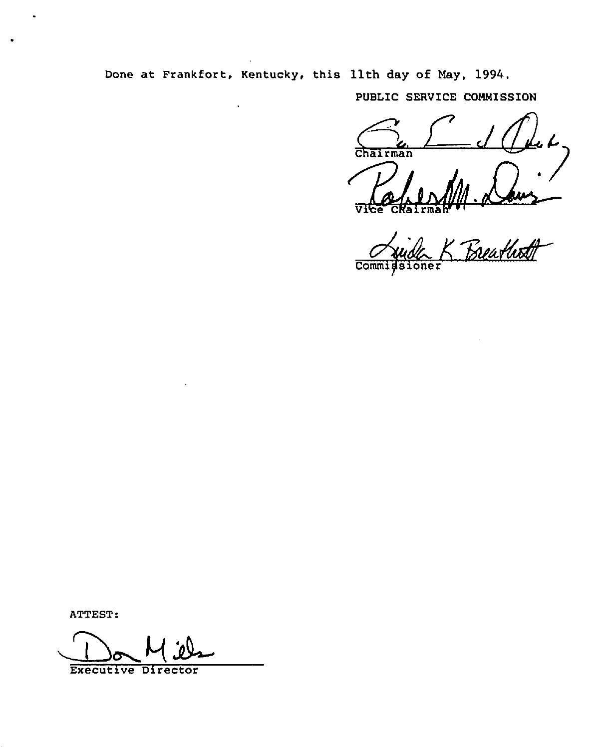Done at Frankfort, Kentucky, this 11th day of May, 1994.

PUBLIC SERVICE COMMISSION

Chairman

Vice Chairman

Commissioner

ATTEST:

Executive Director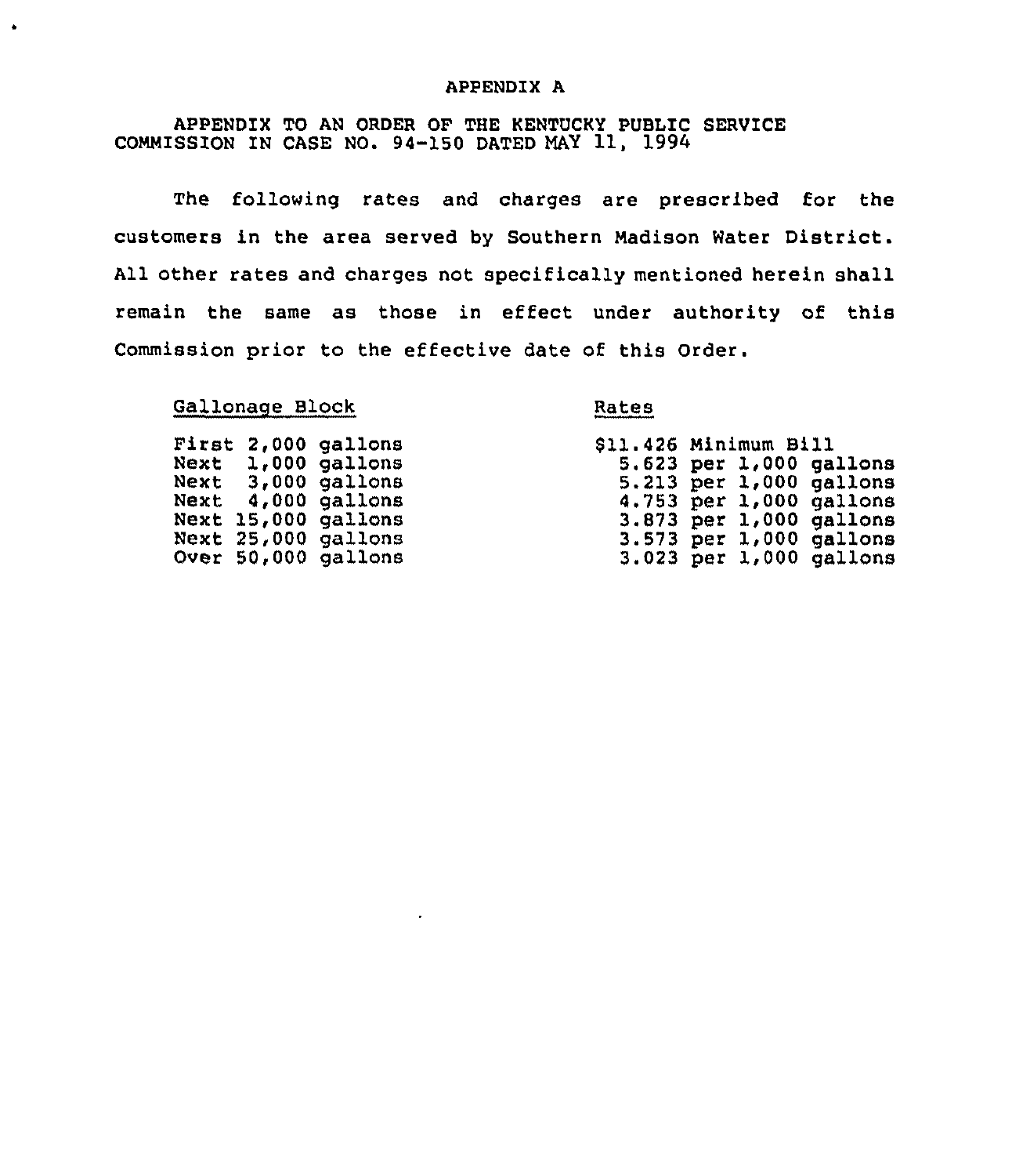# APPENDIX A

APPENDIX TO AN ORDER OF THE KENTUCKY PUBLIC SERVICE COMMISSION IN CASE NO. 94-150 DATED MAY 11, 1994

The following rates and charges are prescribed for the customers in the area served by Southern Madison Water District. All other rates and charges not specifically mentioned herein shall remain the same as those in effect under authority of this Commission prior to the effective date of this Order.

| Gallonage Block | Rates |
|---|---|
| First 2,000 gallons | $11.426 Minimum Bill |
| Next 1,000 gallons | 5.623 per 1,000 gallons |
| Next 3,000 gallons | 5.213 per 1,000 gallons |
| Next 4,000 gallons | 4.753 per 1,000 gallons |
| Next 15,000 gallons | 3.873 per 1,000 gallons |
| Next 25,000 gallons | 3.573 per 1,000 gallons |
| Over 50,000 gallons | 3.023 per 1,000 gallons |